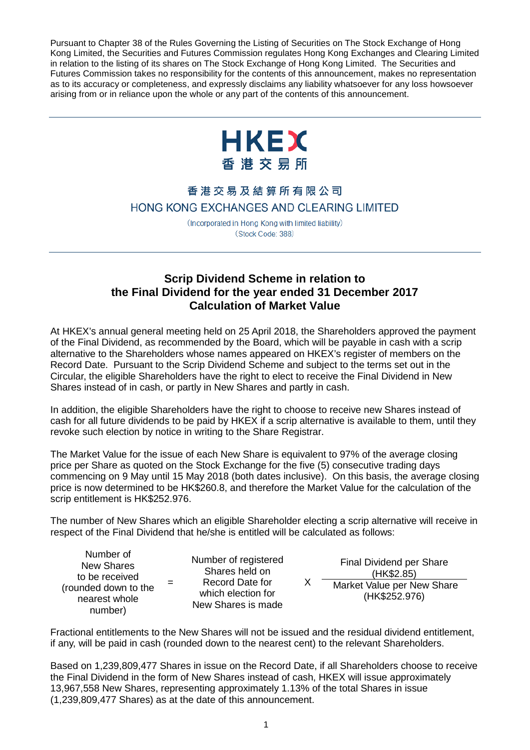Pursuant to Chapter 38 of the Rules Governing the Listing of Securities on The Stock Exchange of Hong Kong Limited, the Securities and Futures Commission regulates Hong Kong Exchanges and Clearing Limited in relation to the listing of its shares on The Stock Exchange of Hong Kong Limited. The Securities and Futures Commission takes no responsibility for the contents of this announcement, makes no representation as to its accuracy or completeness, and expressly disclaims any liability whatsoever for any loss howsoever arising from or in reliance upon the whole or any part of the contents of this announcement.

---

HKEX
香港交易所

香港交易及結算所有限公司
HONG KONG EXCHANGES AND CLEARING LIMITED

(Incorporated in Hong Kong with limited liability)
(Stock Code: 388)

---

## Scrip Dividend Scheme in relation to the Final Dividend for the year ended 31 December 2017 Calculation of Market Value

At HKEX's annual general meeting held on 25 April 2018, the Shareholders approved the payment of the Final Dividend, as recommended by the Board, which will be payable in cash with a scrip alternative to the Shareholders whose names appeared on HKEX's register of members on the Record Date. Pursuant to the Scrip Dividend Scheme and subject to the terms set out in the Circular, the eligible Shareholders have the right to elect to receive the Final Dividend in New Shares instead of in cash, or partly in New Shares and partly in cash.

In addition, the eligible Shareholders have the right to choose to receive new Shares instead of cash for all future dividends to be paid by HKEX if a scrip alternative is available to them, until they revoke such election by notice in writing to the Share Registrar.

The Market Value for the issue of each New Share is equivalent to 97% of the average closing price per Share as quoted on the Stock Exchange for the five (5) consecutive trading days commencing on 9 May until 15 May 2018 (both dates inclusive). On this basis, the average closing price is now determined to be HK$260.8, and therefore the Market Value for the calculation of the scrip entitlement is HK$252.976.

The number of New Shares which an eligible Shareholder electing a scrip alternative will receive in respect of the Final Dividend that he/she is entitled will be calculated as follows:

$$\text{Number of New Shares to be received (rounded down to the nearest whole number)} = \text{Number of registered Shares held on Record Date for which election for New Shares is made} \times \frac{\text{Final Dividend per Share (HK\$2.85)}}{\text{Market Value per New Share (HK\$252.976)}}$$

Fractional entitlements to the New Shares will not be issued and the residual dividend entitlement, if any, will be paid in cash (rounded down to the nearest cent) to the relevant Shareholders.

Based on 1,239,809,477 Shares in issue on the Record Date, if all Shareholders choose to receive the Final Dividend in the form of New Shares instead of cash, HKEX will issue approximately 13,967,558 New Shares, representing approximately 1.13% of the total Shares in issue (1,239,809,477 Shares) as at the date of this announcement.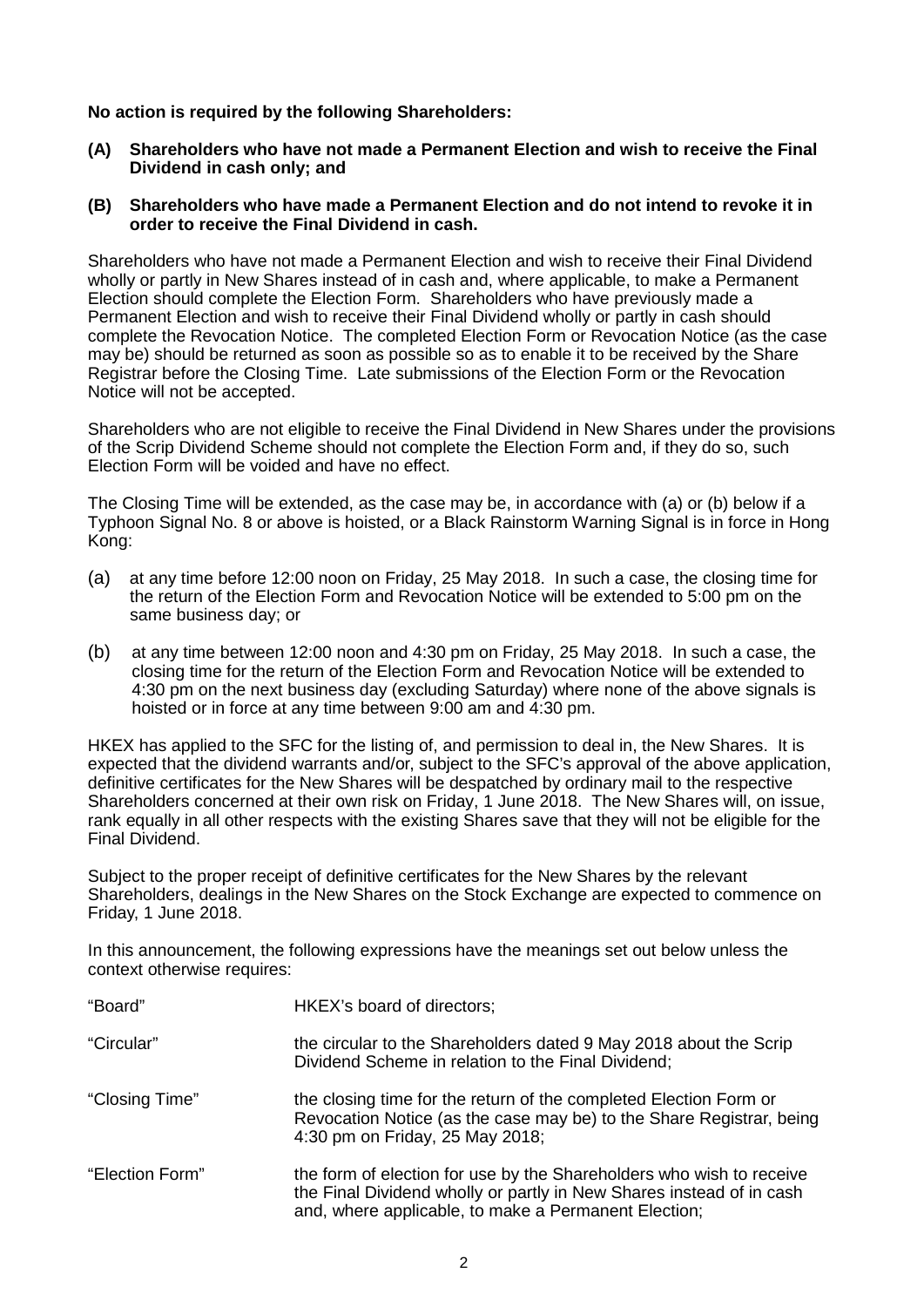**No action is required by the following Shareholders:**

**(A) Shareholders who have not made a Permanent Election and wish to receive the Final Dividend in cash only; and**

**(B) Shareholders who have made a Permanent Election and do not intend to revoke it in order to receive the Final Dividend in cash.**

Shareholders who have not made a Permanent Election and wish to receive their Final Dividend wholly or partly in New Shares instead of in cash and, where applicable, to make a Permanent Election should complete the Election Form. Shareholders who have previously made a Permanent Election and wish to receive their Final Dividend wholly or partly in cash should complete the Revocation Notice. The completed Election Form or Revocation Notice (as the case may be) should be returned as soon as possible so as to enable it to be received by the Share Registrar before the Closing Time. Late submissions of the Election Form or the Revocation Notice will not be accepted.

Shareholders who are not eligible to receive the Final Dividend in New Shares under the provisions of the Scrip Dividend Scheme should not complete the Election Form and, if they do so, such Election Form will be voided and have no effect.

The Closing Time will be extended, as the case may be, in accordance with (a) or (b) below if a Typhoon Signal No. 8 or above is hoisted, or a Black Rainstorm Warning Signal is in force in Hong Kong:

(a) at any time before 12:00 noon on Friday, 25 May 2018. In such a case, the closing time for the return of the Election Form and Revocation Notice will be extended to 5:00 pm on the same business day; or

(b) at any time between 12:00 noon and 4:30 pm on Friday, 25 May 2018. In such a case, the closing time for the return of the Election Form and Revocation Notice will be extended to 4:30 pm on the next business day (excluding Saturday) where none of the above signals is hoisted or in force at any time between 9:00 am and 4:30 pm.

HKEX has applied to the SFC for the listing of, and permission to deal in, the New Shares. It is expected that the dividend warrants and/or, subject to the SFC's approval of the above application, definitive certificates for the New Shares will be despatched by ordinary mail to the respective Shareholders concerned at their own risk on Friday, 1 June 2018. The New Shares will, on issue, rank equally in all other respects with the existing Shares save that they will not be eligible for the Final Dividend.

Subject to the proper receipt of definitive certificates for the New Shares by the relevant Shareholders, dealings in the New Shares on the Stock Exchange are expected to commence on Friday, 1 June 2018.

In this announcement, the following expressions have the meanings set out below unless the context otherwise requires:

| | |
|---|---|
| "Board" | HKEX's board of directors; |
| "Circular" | the circular to the Shareholders dated 9 May 2018 about the Scrip Dividend Scheme in relation to the Final Dividend; |
| "Closing Time" | the closing time for the return of the completed Election Form or Revocation Notice (as the case may be) to the Share Registrar, being 4:30 pm on Friday, 25 May 2018; |
| "Election Form" | the form of election for use by the Shareholders who wish to receive the Final Dividend wholly or partly in New Shares instead of in cash and, where applicable, to make a Permanent Election; |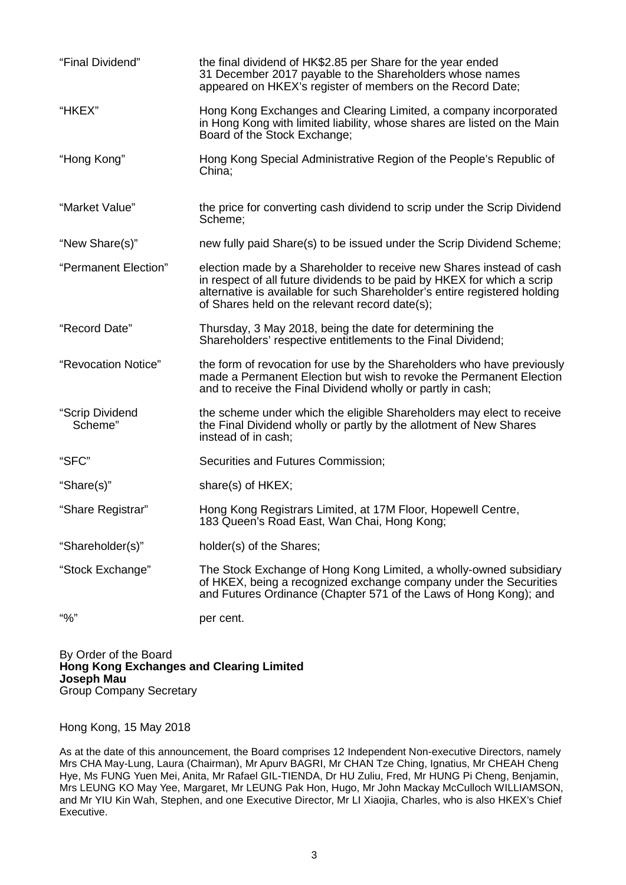| | |
|---|---|
| "Final Dividend" | the final dividend of HK$2.85 per Share for the year ended 31 December 2017 payable to the Shareholders whose names appeared on HKEX's register of members on the Record Date; |
| "HKEX" | Hong Kong Exchanges and Clearing Limited, a company incorporated in Hong Kong with limited liability, whose shares are listed on the Main Board of the Stock Exchange; |
| "Hong Kong" | Hong Kong Special Administrative Region of the People's Republic of China; |
| "Market Value" | the price for converting cash dividend to scrip under the Scrip Dividend Scheme; |
| "New Share(s)" | new fully paid Share(s) to be issued under the Scrip Dividend Scheme; |
| "Permanent Election" | election made by a Shareholder to receive new Shares instead of cash in respect of all future dividends to be paid by HKEX for which a scrip alternative is available for such Shareholder's entire registered holding of Shares held on the relevant record date(s); |
| "Record Date" | Thursday, 3 May 2018, being the date for determining the Shareholders' respective entitlements to the Final Dividend; |
| "Revocation Notice" | the form of revocation for use by the Shareholders who have previously made a Permanent Election but wish to revoke the Permanent Election and to receive the Final Dividend wholly or partly in cash; |
| "Scrip Dividend Scheme" | the scheme under which the eligible Shareholders may elect to receive the Final Dividend wholly or partly by the allotment of New Shares instead of in cash; |
| "SFC" | Securities and Futures Commission; |
| "Share(s)" | share(s) of HKEX; |
| "Share Registrar" | Hong Kong Registrars Limited, at 17M Floor, Hopewell Centre, 183 Queen's Road East, Wan Chai, Hong Kong; |
| "Shareholder(s)" | holder(s) of the Shares; |
| "Stock Exchange" | The Stock Exchange of Hong Kong Limited, a wholly-owned subsidiary of HKEX, being a recognized exchange company under the Securities and Futures Ordinance (Chapter 571 of the Laws of Hong Kong); and |
| "%" | per cent. |

By Order of the Board
**Hong Kong Exchanges and Clearing Limited**
**Joseph Mau**
Group Company Secretary

Hong Kong, 15 May 2018

As at the date of this announcement, the Board comprises 12 Independent Non-executive Directors, namely Mrs CHA May-Lung, Laura (Chairman), Mr Apurv BAGRI, Mr CHAN Tze Ching, Ignatius, Mr CHEAH Cheng Hye, Ms FUNG Yuen Mei, Anita, Mr Rafael GIL-TIENDA, Dr HU Zuliu, Fred, Mr HUNG Pi Cheng, Benjamin, Mrs LEUNG KO May Yee, Margaret, Mr LEUNG Pak Hon, Hugo, Mr John Mackay McCulloch WILLIAMSON, and Mr YIU Kin Wah, Stephen, and one Executive Director, Mr LI Xiaojia, Charles, who is also HKEX's Chief Executive.